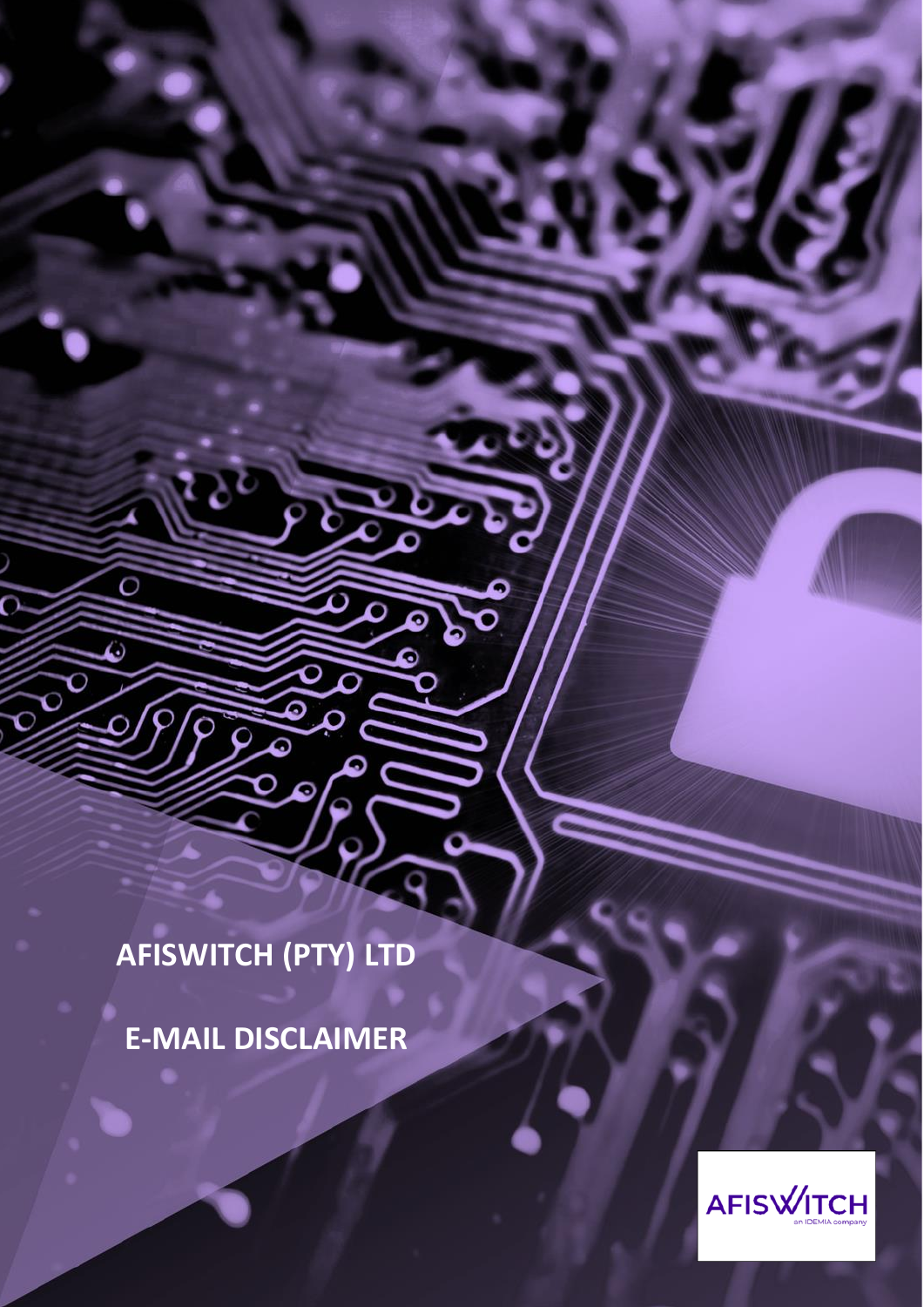# AFISWITCH (PTY) LTD

# E-MAIL DISCLAIMER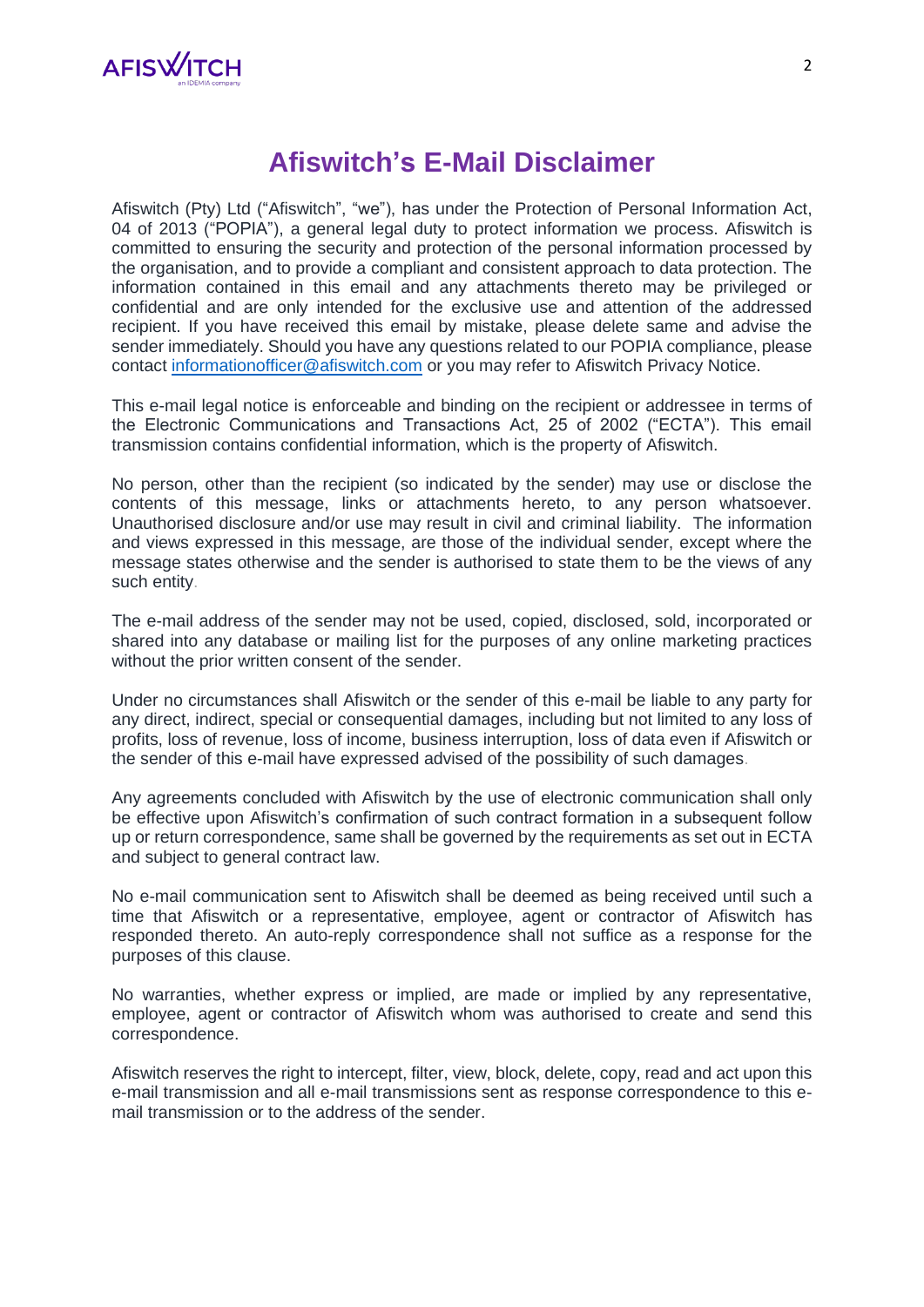# Afiswitch's E-Mail Disclaimer

Afiswitch (Pty) Ltd ("Afiswitch", "we"), has under the Protection of Personal Information Act, 04 of 2013 ("POPIA"), a general legal duty to protect information we process. Afiswitch is committed to ensuring the security and protection of the personal information processed by the organisation, and to provide a compliant and consistent approach to data protection. The information contained in this email and any attachments thereto may be privileged or confidential and are only intended for the exclusive use and attention of the addressed recipient. If you have received this email by mistake, please delete same and advise the sender immediately. Should you have any questions related to our POPIA compliance, please contact informationofficer@afiswitch.com or you may refer to Afiswitch Privacy Notice.

This e-mail legal notice is enforceable and binding on the recipient or addressee in terms of the Electronic Communications and Transactions Act, 25 of 2002 ("ECTA"). This email transmission contains confidential information, which is the property of Afiswitch.

No person, other than the recipient (so indicated by the sender) may use or disclose the contents of this message, links or attachments hereto, to any person whatsoever. Unauthorised disclosure and/or use may result in civil and criminal liability. The information and views expressed in this message, are those of the individual sender, except where the message states otherwise and the sender is authorised to state them to be the views of any such entity.

The e-mail address of the sender may not be used, copied, disclosed, sold, incorporated or shared into any database or mailing list for the purposes of any online marketing practices without the prior written consent of the sender.

Under no circumstances shall Afiswitch or the sender of this e-mail be liable to any party for any direct, indirect, special or consequential damages, including but not limited to any loss of profits, loss of revenue, loss of income, business interruption, loss of data even if Afiswitch or the sender of this e-mail have expressed advised of the possibility of such damages.

Any agreements concluded with Afiswitch by the use of electronic communication shall only be effective upon Afiswitch's confirmation of such contract formation in a subsequent follow up or return correspondence, same shall be governed by the requirements as set out in ECTA and subject to general contract law.

No e-mail communication sent to Afiswitch shall be deemed as being received until such a time that Afiswitch or a representative, employee, agent or contractor of Afiswitch has responded thereto. An auto-reply correspondence shall not suffice as a response for the purposes of this clause.

No warranties, whether express or implied, are made or implied by any representative, employee, agent or contractor of Afiswitch whom was authorised to create and send this correspondence.

Afiswitch reserves the right to intercept, filter, view, block, delete, copy, read and act upon this e-mail transmission and all e-mail transmissions sent as response correspondence to this e-mail transmission or to the address of the sender.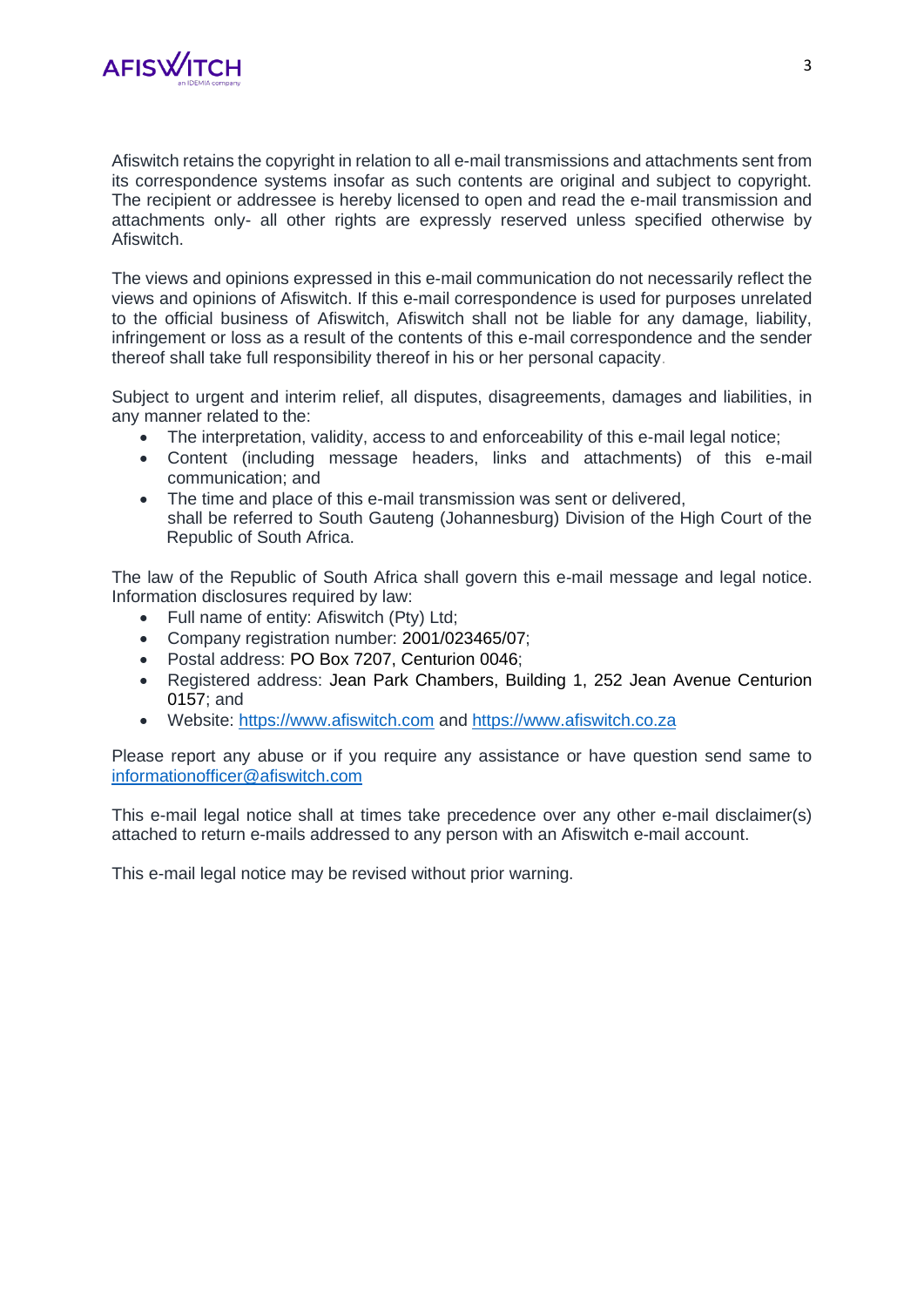Afiswitch retains the copyright in relation to all e-mail transmissions and attachments sent from its correspondence systems insofar as such contents are original and subject to copyright. The recipient or addressee is hereby licensed to open and read the e-mail transmission and attachments only- all other rights are expressly reserved unless specified otherwise by Afiswitch.

The views and opinions expressed in this e-mail communication do not necessarily reflect the views and opinions of Afiswitch. If this e-mail correspondence is used for purposes unrelated to the official business of Afiswitch, Afiswitch shall not be liable for any damage, liability, infringement or loss as a result of the contents of this e-mail correspondence and the sender thereof shall take full responsibility thereof in his or her personal capacity.

Subject to urgent and interim relief, all disputes, disagreements, damages and liabilities, in any manner related to the:

- The interpretation, validity, access to and enforceability of this e-mail legal notice;
- Content (including message headers, links and attachments) of this e-mail communication; and
- The time and place of this e-mail transmission was sent or delivered,
  shall be referred to South Gauteng (Johannesburg) Division of the High Court of the Republic of South Africa.

The law of the Republic of South Africa shall govern this e-mail message and legal notice. Information disclosures required by law:

- Full name of entity: Afiswitch (Pty) Ltd;
- Company registration number: 2001/023465/07;
- Postal address: PO Box 7207, Centurion 0046;
- Registered address: Jean Park Chambers, Building 1, 252 Jean Avenue Centurion 0157; and
- Website: https://www.afiswitch.com and https://www.afiswitch.co.za

Please report any abuse or if you require any assistance or have question send same to informationofficer@afiswitch.com

This e-mail legal notice shall at times take precedence over any other e-mail disclaimer(s) attached to return e-mails addressed to any person with an Afiswitch e-mail account.

This e-mail legal notice may be revised without prior warning.